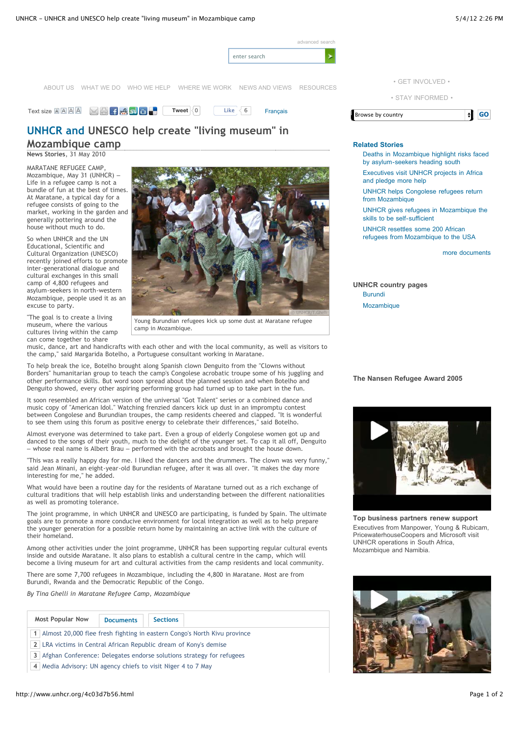# UNHCR and UNESCO help create "living museum" in Mozambique camp

**News Stories**, 31 May 2010

MARATANE REFUGEE CAMP, Mozambique, May 31 (UNHCR) – Life in a refugee camp is not a bundle of fun at the best of times. At Maratane, a typical day for a refugee consists of going to the market, working in the garden and generally pottering around the house without much to do.

So when UNHCR and the UN Educational, Scientific and Cultural Organization (UNESCO) recently joined efforts to promote inter-generational dialogue and cultural exchanges in this small camp of 4,800 refugees and asylum-seekers in north-western Mozambique, people used it as an excuse to party.

Young Burundian refugees kick up some dust at Maratane refugee camp in Mozambique.

"The goal is to create a living museum, where the various cultures living within the camp can come together to share music, dance, art and handicrafts with each other and with the local community, as well as visitors to the camp," said Margarida Botelho, a Portuguese consultant working in Maratane.

To help break the ice, Botelho brought along Spanish clown Denguito from the "Clowns without Borders" humanitarian group to teach the camp's Congolese acrobatic troupe some of his juggling and other performance skills. But word soon spread about the planned session and when Botelho and Denguito showed, every other aspiring performing group had turned up to take part in the fun.

It soon resembled an African version of the universal "Got Talent" series or a combined dance and music copy of "American Idol." Watching frenzied dancers kick up dust in an impromptu contest between Congolese and Burundian troupes, the camp residents cheered and clapped. "It is wonderful to see them using this forum as positive energy to celebrate their differences," said Botelho.

Almost everyone was determined to take part. Even a group of elderly Congolese women got up and danced to the songs of their youth, much to the delight of the younger set. To cap it all off, Denguito – whose real name is Albert Brau – performed with the acrobats and brought the house down.

"This was a really happy day for me. I liked the dancers and the drummers. The clown was very funny," said Jean Minani, an eight-year-old Burundian refugee, after it was all over. "It makes the day more interesting for me," he added.

What would have been a routine day for the residents of Maratane turned out as a rich exchange of cultural traditions that will help establish links and understanding between the different nationalities as well as promoting tolerance.

The joint programme, in which UNHCR and UNESCO are participating, is funded by Spain. The ultimate goals are to promote a more conducive environment for local integration as well as to help prepare the younger generation for a possible return home by maintaining an active link with the culture of their homeland.

Among other activities under the joint programme, UNHCR has been supporting regular cultural events inside and outside Maratane. It also plans to establish a cultural centre in the camp, which will become a living museum for art and cultural activities from the camp residents and local community.

There are some 7,700 refugees in Mozambique, including the 4,800 in Maratane. Most are from Burundi, Rwanda and the Democratic Republic of the Congo.

*By Tina Ghelli in Maratane Refugee Camp, Mozambique*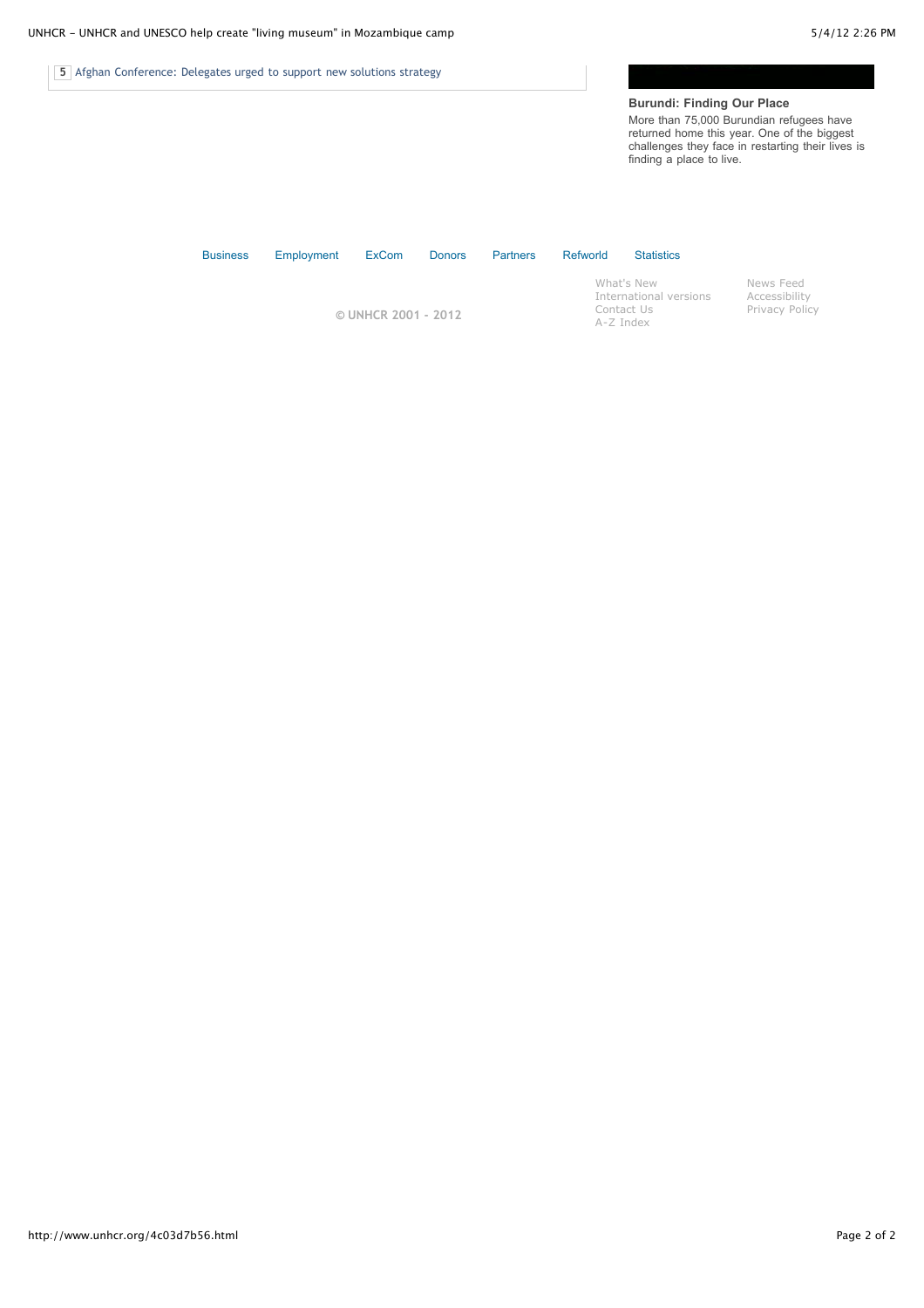5 Afghan Conference: Delegates urged to support new solutions strategy

**Burundi: Finding Our Place**

More than 75,000 Burundian refugees have returned home this year. One of the biggest challenges they face in restarting their lives is finding a place to live.

Business Employment ExCom Donors Partners Refworld Statistics

© UNHCR 2001 - 2012

What's New
International versions
Contact Us
A-Z Index

News Feed
Accessibility
Privacy Policy